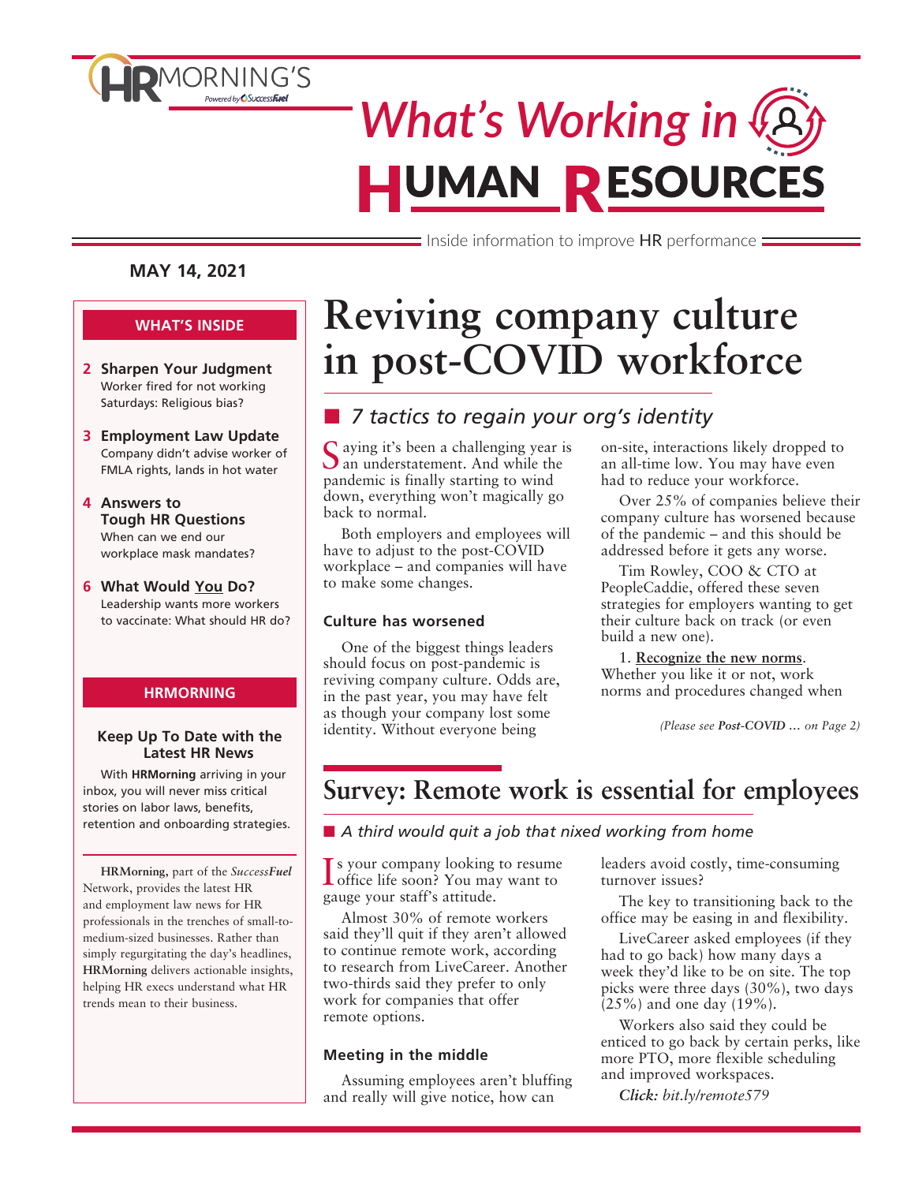# HRMORNING'S *What's Working in* HUMAN RESOURCES

Inside information to improve HR performance

**MAY 14, 2021**

**WHAT'S INSIDE**

**2 Sharpen Your Judgment**
Worker fired for not working Saturdays: Religious bias?

**3 Employment Law Update**
Company didn't advise worker of FMLA rights, lands in hot water

**4 Answers to Tough HR Questions**
When can we end our workplace mask mandates?

**6 What Would You Do?**
Leadership wants more workers to vaccinate: What should HR do?

**HRMORNING**

**Keep Up To Date with the Latest HR News**

With **HRMorning** arriving in your inbox, you will never miss critical stories on labor laws, benefits, retention and onboarding strategies.

**HRMorning**, part of the *SuccessFuel* Network, provides the latest HR and employment law news for HR professionals in the trenches of small-to-medium-sized businesses. Rather than simply regurgitating the day's headlines, **HRMorning** delivers actionable insights, helping HR execs understand what HR trends mean to their business.

# Reviving company culture in post-COVID workforce

## *7 tactics to regain your org's identity*

Saying it's been a challenging year is an understatement. And while the pandemic is finally starting to wind down, everything won't magically go back to normal.

Both employers and employees will have to adjust to the post-COVID workplace – and companies will have to make some changes.

### Culture has worsened

One of the biggest things leaders should focus on post-pandemic is reviving company culture. Odds are, in the past year, you may have felt as though your company lost some identity. Without everyone being on-site, interactions likely dropped to an all-time low. You may have even had to reduce your workforce.

Over 25% of companies believe their company culture has worsened because of the pandemic – and this should be addressed before it gets any worse.

Tim Rowley, COO & CTO at PeopleCaddie, offered these seven strategies for employers wanting to get their culture back on track (or even build a new one).

1. **Recognize the new norms**. Whether you like it or not, work norms and procedures changed when

*(Please see **Post-COVID …** on Page 2)*

# Survey: Remote work is essential for employees

## *A third would quit a job that nixed working from home*

Is your company looking to resume office life soon? You may want to gauge your staff's attitude.

Almost 30% of remote workers said they'll quit if they aren't allowed to continue remote work, according to research from LiveCareer. Another two-thirds said they prefer to only work for companies that offer remote options.

### Meeting in the middle

Assuming employees aren't bluffing and really will give notice, how can leaders avoid costly, time-consuming turnover issues?

The key to transitioning back to the office may be easing in and flexibility.

LiveCareer asked employees (if they had to go back) how many days a week they'd like to be on site. The top picks were three days (30%), two days (25%) and one day (19%).

Workers also said they could be enticed to go back by certain perks, like more PTO, more flexible scheduling and improved workspaces.

***Click:*** *bit.ly/remote579*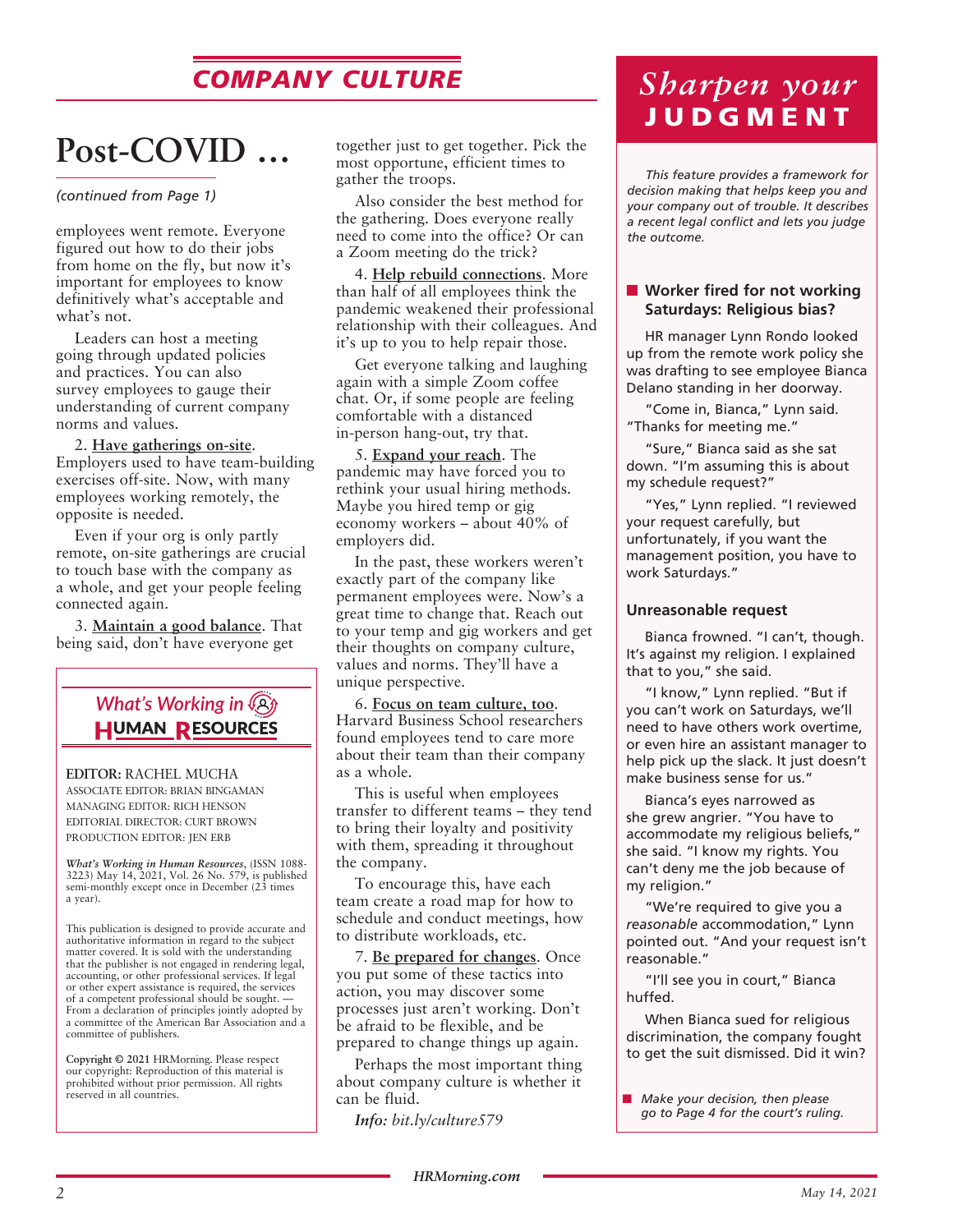## COMPANY CULTURE

# Post-COVID …

*(continued from Page 1)*

employees went remote. Everyone figured out how to do their jobs from home on the fly, but now it's important for employees to know definitively what's acceptable and what's not.

Leaders can host a meeting going through updated policies and practices. You can also survey employees to gauge their understanding of current company norms and values.

2. **Have gatherings on-site**. Employers used to have team-building exercises off-site. Now, with many employees working remotely, the opposite is needed.

Even if your org is only partly remote, on-site gatherings are crucial to touch base with the company as a whole, and get your people feeling connected again.

3. **Maintain a good balance**. That being said, don't have everyone get together just to get together. Pick the most opportune, efficient times to gather the troops.

Also consider the best method for the gathering. Does everyone really need to come into the office? Or can a Zoom meeting do the trick?

4. **Help rebuild connections**. More than half of all employees think the pandemic weakened their professional relationship with their colleagues. And it's up to you to help repair those.

Get everyone talking and laughing again with a simple Zoom coffee chat. Or, if some people are feeling comfortable with a distanced in-person hang-out, try that.

5. **Expand your reach**. The pandemic may have forced you to rethink your usual hiring methods. Maybe you hired temp or gig economy workers – about 40% of employers did.

In the past, these workers weren't exactly part of the company like permanent employees were. Now's a great time to change that. Reach out to your temp and gig workers and get their thoughts on company culture, values and norms. They'll have a unique perspective.

6. **Focus on team culture, too**. Harvard Business School researchers found employees tend to care more about their team than their company as a whole.

This is useful when employees transfer to different teams – they tend to bring their loyalty and positivity with them, spreading it throughout the company.

To encourage this, have each team create a road map for how to schedule and conduct meetings, how to distribute workloads, etc.

7. **Be prepared for changes**. Once you put some of these tactics into action, you may discover some processes just aren't working. Don't be afraid to be flexible, and be prepared to change things up again.

Perhaps the most important thing about company culture is whether it can be fluid.

*Info: bit.ly/culture579*

---

*What's Working in* **HUMAN RESOURCES**

**EDITOR:** RACHEL MUCHA
ASSOCIATE EDITOR: BRIAN BINGAMAN
MANAGING EDITOR: RICH HENSON
EDITORIAL DIRECTOR: CURT BROWN
PRODUCTION EDITOR: JEN ERB

*What's Working in Human Resources*, (ISSN 1088-3223) May 14, 2021, Vol. 26 No. 579, is published semi-monthly except once in December (23 times a year).

This publication is designed to provide accurate and authoritative information in regard to the subject matter covered. It is sold with the understanding that the publisher is not engaged in rendering legal, accounting, or other professional services. If legal or other expert assistance is required, the services of a competent professional should be sought. — From a declaration of principles jointly adopted by a committee of the American Bar Association and a committee of publishers.

**Copyright © 2021** HRMorning. Please respect our copyright: Reproduction of this material is prohibited without prior permission. All rights reserved in all countries.

---

## *Sharpen your* JUDGMENT

*This feature provides a framework for decision making that helps keep you and your company out of trouble. It describes a recent legal conflict and lets you judge the outcome.*

### Worker fired for not working Saturdays: Religious bias?

HR manager Lynn Rondo looked up from the remote work policy she was drafting to see employee Bianca Delano standing in her doorway.

"Come in, Bianca," Lynn said. "Thanks for meeting me."

"Sure," Bianca said as she sat down. "I'm assuming this is about my schedule request?"

"Yes," Lynn replied. "I reviewed your request carefully, but unfortunately, if you want the management position, you have to work Saturdays."

#### Unreasonable request

Bianca frowned. "I can't, though. It's against my religion. I explained that to you," she said.

"I know," Lynn replied. "But if you can't work on Saturdays, we'll need to have others work overtime, or even hire an assistant manager to help pick up the slack. It just doesn't make business sense for us."

Bianca's eyes narrowed as she grew angrier. "You have to accommodate my religious beliefs," she said. "I know my rights. You can't deny me the job because of my religion."

"We're required to give you a *reasonable* accommodation," Lynn pointed out. "And your request isn't reasonable."

"I'll see you in court," Bianca huffed.

When Bianca sued for religious discrimination, the company fought to get the suit dismissed. Did it win?

- *Make your decision, then please go to Page 4 for the court's ruling.*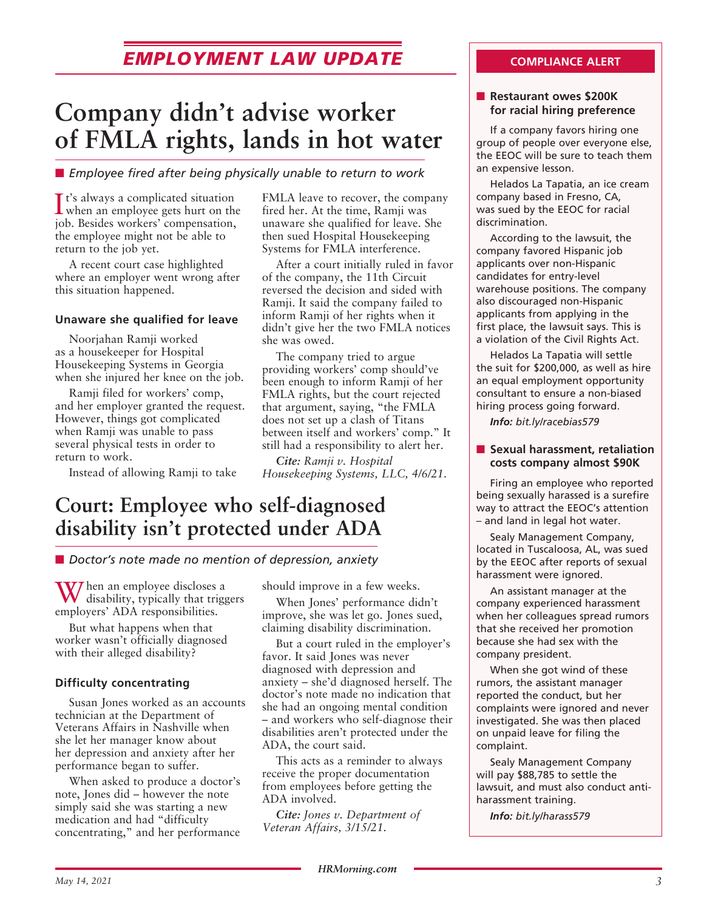## EMPLOYMENT LAW UPDATE

# Company didn't advise worker of FMLA rights, lands in hot water

■ *Employee fired after being physically unable to return to work*

It's always a complicated situation when an employee gets hurt on the job. Besides workers' compensation, the employee might not be able to return to the job yet.

A recent court case highlighted where an employer went wrong after this situation happened.

### Unaware she qualified for leave

Noorjahan Ramji worked as a housekeeper for Hospital Housekeeping Systems in Georgia when she injured her knee on the job.

Ramji filed for workers' comp, and her employer granted the request. However, things got complicated when Ramji was unable to pass several physical tests in order to return to work.

Instead of allowing Ramji to take FMLA leave to recover, the company fired her. At the time, Ramji was unaware she qualified for leave. She then sued Hospital Housekeeping Systems for FMLA interference.

After a court initially ruled in favor of the company, the 11th Circuit reversed the decision and sided with Ramji. It said the company failed to inform Ramji of her rights when it didn't give her the two FMLA notices she was owed.

The company tried to argue providing workers' comp should've been enough to inform Ramji of her FMLA rights, but the court rejected that argument, saying, "the FMLA does not set up a clash of Titans between itself and workers' comp." It still had a responsibility to alert her.

***Cite:*** *Ramji v. Hospital Housekeeping Systems, LLC, 4/6/21.*

# Court: Employee who self-diagnosed disability isn't protected under ADA

■ *Doctor's note made no mention of depression, anxiety*

When an employee discloses a disability, typically that triggers employers' ADA responsibilities.

But what happens when that worker wasn't officially diagnosed with their alleged disability?

### Difficulty concentrating

Susan Jones worked as an accounts technician at the Department of Veterans Affairs in Nashville when she let her manager know about her depression and anxiety after her performance began to suffer.

When asked to produce a doctor's note, Jones did – however the note simply said she was starting a new medication and had "difficulty concentrating," and her performance should improve in a few weeks.

When Jones' performance didn't improve, she was let go. Jones sued, claiming disability discrimination.

But a court ruled in the employer's favor. It said Jones was never diagnosed with depression and anxiety – she'd diagnosed herself. The doctor's note made no indication that she had an ongoing mental condition – and workers who self-diagnose their disabilities aren't protected under the ADA, the court said.

This acts as a reminder to always receive the proper documentation from employees before getting the ADA involved.

***Cite:*** *Jones v. Department of Veteran Affairs, 3/15/21.*

## COMPLIANCE ALERT

### ■ Restaurant owes $200K for racial hiring preference

If a company favors hiring one group of people over everyone else, the EEOC will be sure to teach them an expensive lesson.

Helados La Tapatia, an ice cream company based in Fresno, CA, was sued by the EEOC for racial discrimination.

According to the lawsuit, the company favored Hispanic job applicants over non-Hispanic candidates for entry-level warehouse positions. The company also discouraged non-Hispanic applicants from applying in the first place, the lawsuit says. This is a violation of the Civil Rights Act.

Helados La Tapatia will settle the suit for $200,000, as well as hire an equal employment opportunity consultant to ensure a non-biased hiring process going forward.

***Info:*** *bit.ly/racebias579*

### ■ Sexual harassment, retaliation costs company almost $90K

Firing an employee who reported being sexually harassed is a surefire way to attract the EEOC's attention – and land in legal hot water.

Sealy Management Company, located in Tuscaloosa, AL, was sued by the EEOC after reports of sexual harassment were ignored.

An assistant manager at the company experienced harassment when her colleagues spread rumors that she received her promotion because she had sex with the company president.

When she got wind of these rumors, the assistant manager reported the conduct, but her complaints were ignored and never investigated. She was then placed on unpaid leave for filing the complaint.

Sealy Management Company will pay $88,785 to settle the lawsuit, and must also conduct anti-harassment training.

***Info:*** *bit.ly/harass579*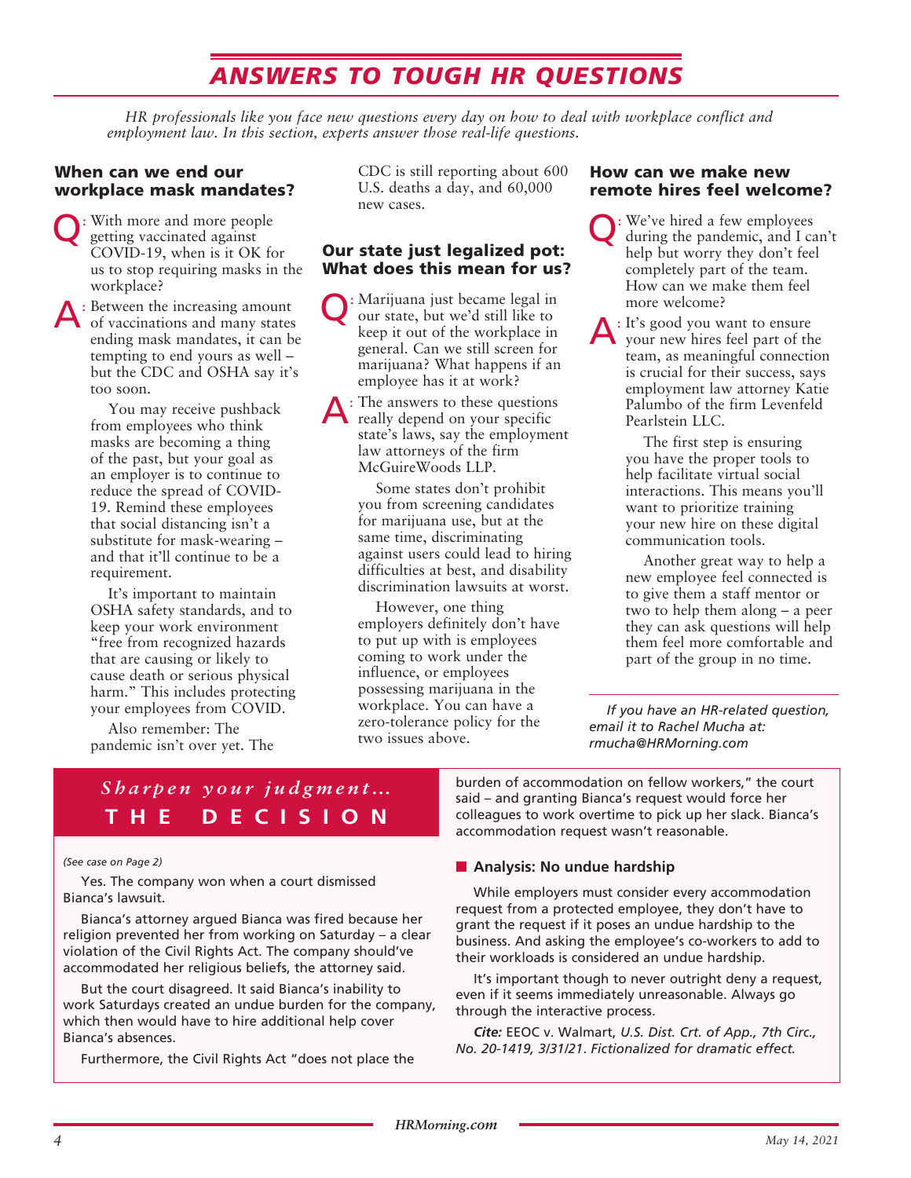# ANSWERS TO TOUGH HR QUESTIONS

*HR professionals like you face new questions every day on how to deal with workplace conflict and employment law. In this section, experts answer those real-life questions.*

## When can we end our workplace mask mandates?

**Q:** With more and more people getting vaccinated against COVID-19, when is it OK for us to stop requiring masks in the workplace?

**A:** Between the increasing amount of vaccinations and many states ending mask mandates, it can be tempting to end yours as well – but the CDC and OSHA say it's too soon.

You may receive pushback from employees who think masks are becoming a thing of the past, but your goal as an employer is to continue to reduce the spread of COVID-19. Remind these employees that social distancing isn't a substitute for mask-wearing – and that it'll continue to be a requirement.

It's important to maintain OSHA safety standards, and to keep your work environment "free from recognized hazards that are causing or likely to cause death or serious physical harm." This includes protecting your employees from COVID.

Also remember: The pandemic isn't over yet. The CDC is still reporting about 600 U.S. deaths a day, and 60,000 new cases.

## Our state just legalized pot: What does this mean for us?

**Q:** Marijuana just became legal in our state, but we'd still like to keep it out of the workplace in general. Can we still screen for marijuana? What happens if an employee has it at work?

**A:** The answers to these questions really depend on your specific state's laws, say the employment law attorneys of the firm McGuireWoods LLP.

Some states don't prohibit you from screening candidates for marijuana use, but at the same time, discriminating against users could lead to hiring difficulties at best, and disability discrimination lawsuits at worst.

However, one thing employers definitely don't have to put up with is employees coming to work under the influence, or employees possessing marijuana in the workplace. You can have a zero-tolerance policy for the two issues above.

## How can we make new remote hires feel welcome?

**Q:** We've hired a few employees during the pandemic, and I can't help but worry they don't feel completely part of the team. How can we make them feel more welcome?

**A:** It's good you want to ensure your new hires feel part of the team, as meaningful connection is crucial for their success, says employment law attorney Katie Palumbo of the firm Levenfeld Pearlstein LLC.

The first step is ensuring you have the proper tools to help facilitate virtual social interactions. This means you'll want to prioritize training your new hire on these digital communication tools.

Another great way to help a new employee feel connected is to give them a staff mentor or two to help them along – a peer they can ask questions will help them feel more comfortable and part of the group in no time.

*If you have an HR-related question, email it to Rachel Mucha at: rmucha@HRMorning.com*

## *Sharpen your judgment...* THE DECISION

*(See case on Page 2)*

Yes. The company won when a court dismissed Bianca's lawsuit.

Bianca's attorney argued Bianca was fired because her religion prevented her from working on Saturday – a clear violation of the Civil Rights Act. The company should've accommodated her religious beliefs, the attorney said.

But the court disagreed. It said Bianca's inability to work Saturdays created an undue burden for the company, which then would have to hire additional help cover Bianca's absences.

Furthermore, the Civil Rights Act "does not place the burden of accommodation on fellow workers," the court said – and granting Bianca's request would force her colleagues to work overtime to pick up her slack. Bianca's accommodation request wasn't reasonable.

### Analysis: No undue hardship

While employers must consider every accommodation request from a protected employee, they don't have to grant the request if it poses an undue hardship to the business. And asking the employee's co-workers to add to their workloads is considered an undue hardship.

It's important though to never outright deny a request, even if it seems immediately unreasonable. Always go through the interactive process.

***Cite:*** EEOC v. Walmart, *U.S. Dist. Crt. of App., 7th Circ., No. 20-1419, 3/31/21. Fictionalized for dramatic effect.*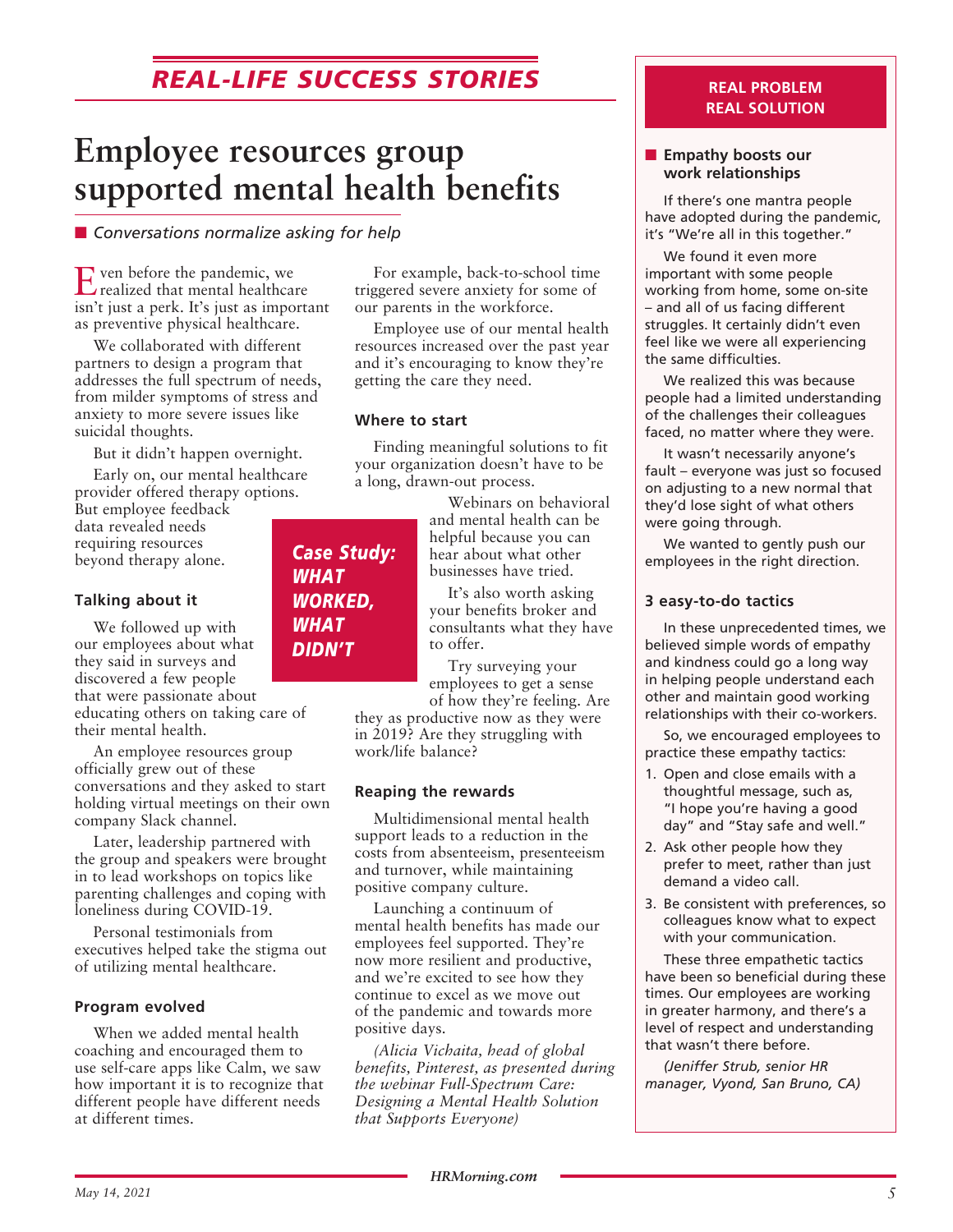# REAL-LIFE SUCCESS STORIES

# Employee resources group supported mental health benefits

■ *Conversations normalize asking for help*

Even before the pandemic, we realized that mental healthcare isn't just a perk. It's just as important as preventive physical healthcare.

We collaborated with different partners to design a program that addresses the full spectrum of needs, from milder symptoms of stress and anxiety to more severe issues like suicidal thoughts.

But it didn't happen overnight.

Early on, our mental healthcare provider offered therapy options. But employee feedback data revealed needs requiring resources beyond therapy alone.

**Case Study: WHAT WORKED, WHAT DIDN'T**

### Talking about it

We followed up with our employees about what they said in surveys and discovered a few people that were passionate about educating others on taking care of their mental health.

An employee resources group officially grew out of these conversations and they asked to start holding virtual meetings on their own company Slack channel.

Later, leadership partnered with the group and speakers were brought in to lead workshops on topics like parenting challenges and coping with loneliness during COVID-19.

Personal testimonials from executives helped take the stigma out of utilizing mental healthcare.

### Program evolved

When we added mental health coaching and encouraged them to use self-care apps like Calm, we saw how important it is to recognize that different people have different needs at different times.

For example, back-to-school time triggered severe anxiety for some of our parents in the workforce.

Employee use of our mental health resources increased over the past year and it's encouraging to know they're getting the care they need.

### Where to start

Finding meaningful solutions to fit your organization doesn't have to be a long, drawn-out process.

Webinars on behavioral and mental health can be helpful because you can hear about what other businesses have tried.

It's also worth asking your benefits broker and consultants what they have to offer.

Try surveying your employees to get a sense of how they're feeling. Are they as productive now as they were in 2019? Are they struggling with work/life balance?

### Reaping the rewards

Multidimensional mental health support leads to a reduction in the costs from absenteeism, presenteeism and turnover, while maintaining positive company culture.

Launching a continuum of mental health benefits has made our employees feel supported. They're now more resilient and productive, and we're excited to see how they continue to excel as we move out of the pandemic and towards more positive days.

*(Alicia Vichaita, head of global benefits, Pinterest, as presented during the webinar Full-Spectrum Care: Designing a Mental Health Solution that Supports Everyone)*

---

## REAL PROBLEM REAL SOLUTION

### ■ Empathy boosts our work relationships

If there's one mantra people have adopted during the pandemic, it's "We're all in this together."

We found it even more important with some people working from home, some on-site – and all of us facing different struggles. It certainly didn't even feel like we were all experiencing the same difficulties.

We realized this was because people had a limited understanding of the challenges their colleagues faced, no matter where they were.

It wasn't necessarily anyone's fault – everyone was just so focused on adjusting to a new normal that they'd lose sight of what others were going through.

We wanted to gently push our employees in the right direction.

### 3 easy-to-do tactics

In these unprecedented times, we believed simple words of empathy and kindness could go a long way in helping people understand each other and maintain good working relationships with their co-workers.

So, we encouraged employees to practice these empathy tactics:

1. Open and close emails with a thoughtful message, such as, "I hope you're having a good day" and "Stay safe and well."
2. Ask other people how they prefer to meet, rather than just demand a video call.
3. Be consistent with preferences, so colleagues know what to expect with your communication.

These three empathetic tactics have been so beneficial during these times. Our employees are working in greater harmony, and there's a level of respect and understanding that wasn't there before.

*(Jeniffer Strub, senior HR manager, Vyond, San Bruno, CA)*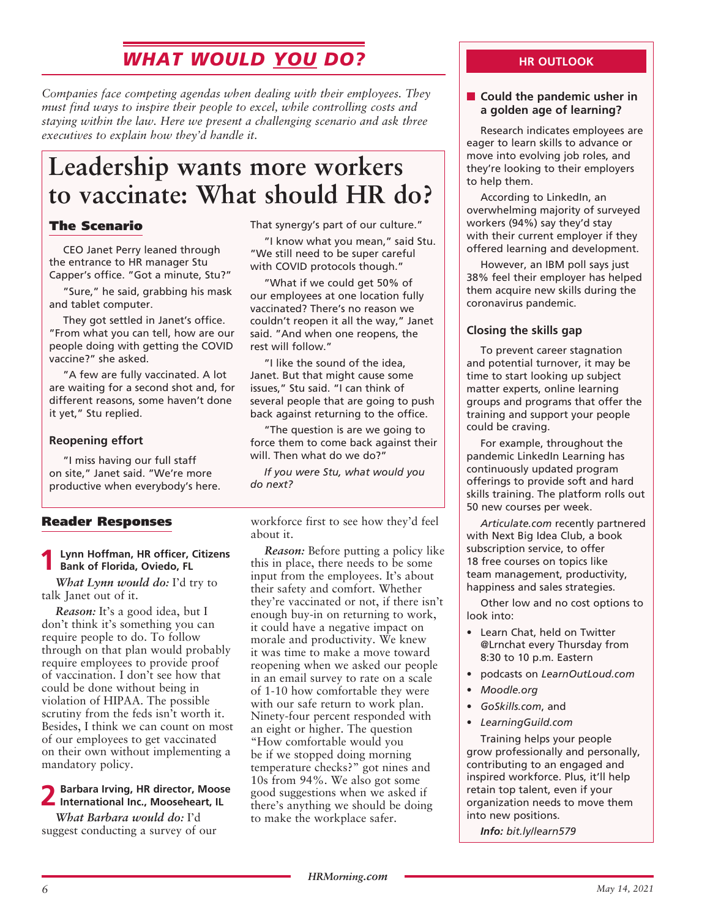## *WHAT WOULD YOU DO?*

*Companies face competing agendas when dealing with their employees. They must find ways to inspire their people to excel, while controlling costs and staying within the law. Here we present a challenging scenario and ask three executives to explain how they'd handle it.*

# Leadership wants more workers to vaccinate: What should HR do?

### The Scenario

CEO Janet Perry leaned through the entrance to HR manager Stu Capper's office. "Got a minute, Stu?"

"Sure," he said, grabbing his mask and tablet computer.

They got settled in Janet's office. "From what you can tell, how are our people doing with getting the COVID vaccine?" she asked.

"A few are fully vaccinated. A lot are waiting for a second shot and, for different reasons, some haven't done it yet," Stu replied.

#### Reopening effort

"I miss having our full staff on site," Janet said. "We're more productive when everybody's here. That synergy's part of our culture."

"I know what you mean," said Stu. "We still need to be super careful with COVID protocols though."

"What if we could get 50% of our employees at one location fully vaccinated? There's no reason we couldn't reopen it all the way," Janet said. "And when one reopens, the rest will follow."

"I like the sound of the idea, Janet. But that might cause some issues," Stu said. "I can think of several people that are going to push back against returning to the office.

"The question is are we going to force them to come back against their will. Then what do we do?"

*If you were Stu, what would you do next?*

### Reader Responses

**1 Lynn Hoffman, HR officer, Citizens Bank of Florida, Oviedo, FL**

***What Lynn would do:*** I'd try to talk Janet out of it.

***Reason:*** It's a good idea, but I don't think it's something you can require people to do. To follow through on that plan would probably require employees to provide proof of vaccination. I don't see how that could be done without being in violation of HIPAA. The possible scrutiny from the feds isn't worth it. Besides, I think we can count on most of our employees to get vaccinated on their own without implementing a mandatory policy.

**2 Barbara Irving, HR director, Moose International Inc., Mooseheart, IL**

***What Barbara would do:*** I'd suggest conducting a survey of our workforce first to see how they'd feel about it.

***Reason:*** Before putting a policy like this in place, there needs to be some input from the employees. It's about their safety and comfort. Whether they're vaccinated or not, if there isn't enough buy-in on returning to work, it could have a negative impact on morale and productivity. We knew it was time to make a move toward reopening when we asked our people in an email survey to rate on a scale of 1-10 how comfortable they were with our safe return to work plan. Ninety-four percent responded with an eight or higher. The question "How comfortable would you be if we stopped doing morning temperature checks?" got nines and 10s from 94%. We also got some good suggestions when we asked if there's anything we should be doing to make the workplace safer.

---

## HR OUTLOOK

### Could the pandemic usher in a golden age of learning?

Research indicates employees are eager to learn skills to advance or move into evolving job roles, and they're looking to their employers to help them.

According to LinkedIn, an overwhelming majority of surveyed workers (94%) say they'd stay with their current employer if they offered learning and development.

However, an IBM poll says just 38% feel their employer has helped them acquire new skills during the coronavirus pandemic.

#### Closing the skills gap

To prevent career stagnation and potential turnover, it may be time to start looking up subject matter experts, online learning groups and programs that offer the training and support your people could be craving.

For example, throughout the pandemic LinkedIn Learning has continuously updated program offerings to provide soft and hard skills training. The platform rolls out 50 new courses per week.

*Articulate.com* recently partnered with Next Big Idea Club, a book subscription service, to offer 18 free courses on topics like team management, productivity, happiness and sales strategies.

Other low and no cost options to look into:

- Learn Chat, held on Twitter @Lrnchat every Thursday from 8:30 to 10 p.m. Eastern
- podcasts on *LearnOutLoud.com*
- *Moodle.org*
- *GoSkills.com*, and
- *LearningGuild.com*

Training helps your people grow professionally and personally, contributing to an engaged and inspired workforce. Plus, it'll help retain top talent, even if your organization needs to move them into new positions.

***Info:*** *bit.ly/learn579*